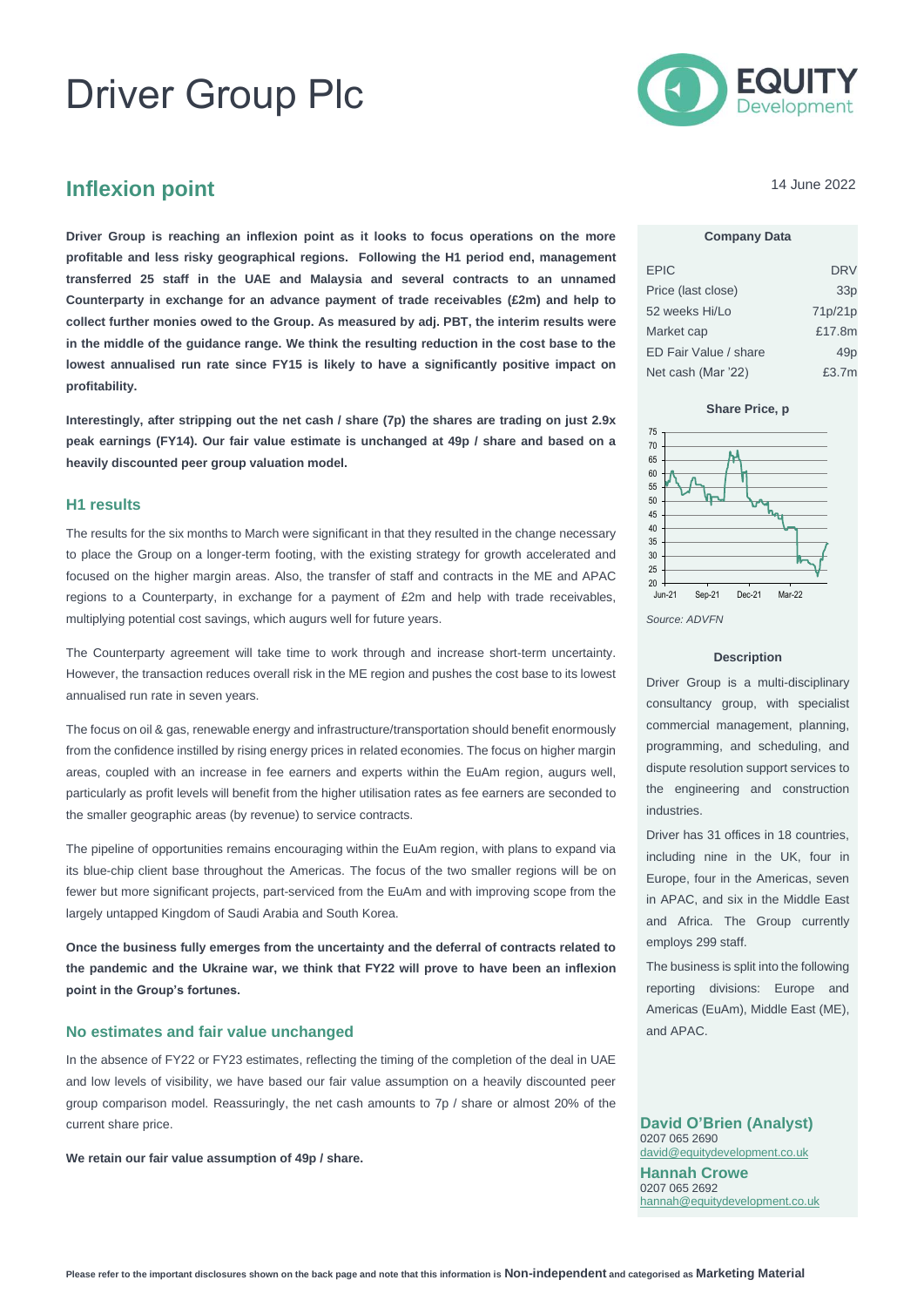# Driver Group Plc

## Inflexion point

14 June 2022

**Driver Group is reaching an inflexion point as it looks to focus operations on the more profitable and less risky geographical regions. Following the H1 period end, management transferred 25 staff in the UAE and Malaysia and several contracts to an unnamed Counterparty in exchange for an advance payment of trade receivables (£2m) and help to collect further monies owed to the Group. As measured by adj. PBT, the interim results were in the middle of the guidance range. We think the resulting reduction in the cost base to the lowest annualised run rate since FY15 is likely to have a significantly positive impact on profitability.**

**Interestingly, after stripping out the net cash / share (7p) the shares are trading on just 2.9x peak earnings (FY14). Our fair value estimate is unchanged at 49p / share and based on a heavily discounted peer group valuation model.**

### H1 results

The results for the six months to March were significant in that they resulted in the change necessary to place the Group on a longer-term footing, with the existing strategy for growth accelerated and focused on the higher margin areas. Also, the transfer of staff and contracts in the ME and APAC regions to a Counterparty, in exchange for a payment of £2m and help with trade receivables, multiplying potential cost savings, which augurs well for future years.

The Counterparty agreement will take time to work through and increase short-term uncertainty. However, the transaction reduces overall risk in the ME region and pushes the cost base to its lowest annualised run rate in seven years.

The focus on oil & gas, renewable energy and infrastructure/transportation should benefit enormously from the confidence instilled by rising energy prices in related economies. The focus on higher margin areas, coupled with an increase in fee earners and experts within the EuAm region, augurs well, particularly as profit levels will benefit from the higher utilisation rates as fee earners are seconded to the smaller geographic areas (by revenue) to service contracts.

The pipeline of opportunities remains encouraging within the EuAm region, with plans to expand via its blue-chip client base throughout the Americas. The focus of the two smaller regions will be on fewer but more significant projects, part-serviced from the EuAm and with improving scope from the largely untapped Kingdom of Saudi Arabia and South Korea.

**Once the business fully emerges from the uncertainty and the deferral of contracts related to the pandemic and the Ukraine war, we think that FY22 will prove to have been an inflexion point in the Group's fortunes.**

### No estimates and fair value unchanged

In the absence of FY22 or FY23 estimates, reflecting the timing of the completion of the deal in UAE and low levels of visibility, we have based our fair value assumption on a heavily discounted peer group comparison model. Reassuringly, the net cash amounts to 7p / share or almost 20% of the current share price.

**We retain our fair value assumption of 49p / share.**

**Company Data**

| | |
|---|---|
| EPIC | DRV |
| Price (last close) | 33p |
| 52 weeks Hi/Lo | 71p/21p |
| Market cap | £17.8m |
| ED Fair Value / share | 49p |
| Net cash (Mar '22) | £3.7m |

**Share Price, p**

*Source: ADVFN*

**Description**

Driver Group is a multi-disciplinary consultancy group, with specialist commercial management, planning, programming, and scheduling, and dispute resolution support services to the engineering and construction industries.

Driver has 31 offices in 18 countries, including nine in the UK, four in Europe, four in the Americas, seven in APAC, and six in the Middle East and Africa. The Group currently employs 299 staff.

The business is split into the following reporting divisions: Europe and Americas (EuAm), Middle East (ME), and APAC.

**David O'Brien (Analyst)**
0207 065 2690
david@equitydevelopment.co.uk

**Hannah Crowe**
0207 065 2692
hannah@equitydevelopment.co.uk

Please refer to the important disclosures shown on the back page and note that this information is **Non-independent** and categorised as **Marketing Material**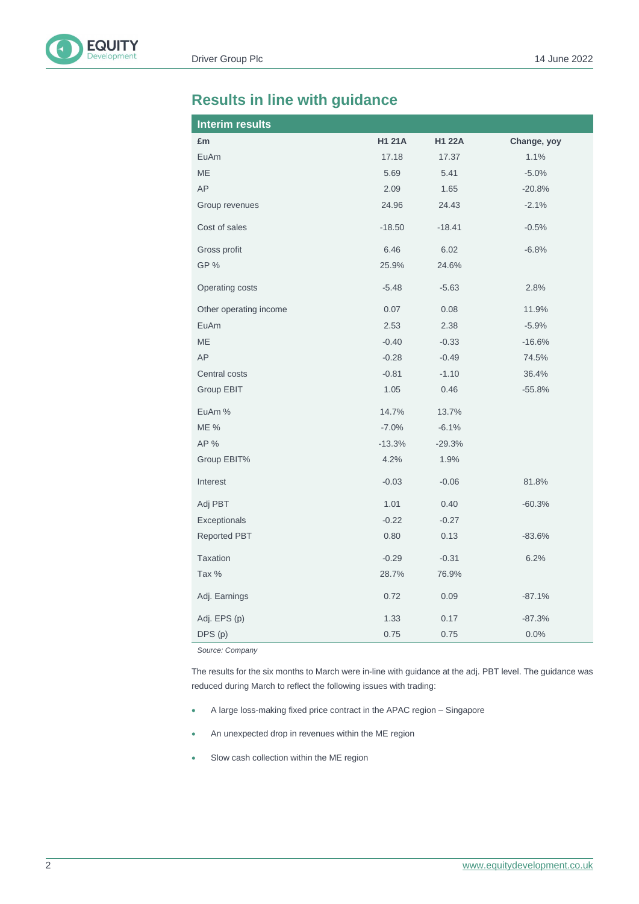## Results in line with guidance

| Interim results | | | |
|---|---|---|---|
| £m | H1 21A | H1 22A | Change, yoy |
| EuAm | 17.18 | 17.37 | 1.1% |
| ME | 5.69 | 5.41 | -5.0% |
| AP | 2.09 | 1.65 | -20.8% |
| Group revenues | 24.96 | 24.43 | -2.1% |
| Cost of sales | -18.50 | -18.41 | -0.5% |
| Gross profit | 6.46 | 6.02 | -6.8% |
| GP % | 25.9% | 24.6% | |
| Operating costs | -5.48 | -5.63 | 2.8% |
| Other operating income | 0.07 | 0.08 | 11.9% |
| EuAm | 2.53 | 2.38 | -5.9% |
| ME | -0.40 | -0.33 | -16.6% |
| AP | -0.28 | -0.49 | 74.5% |
| Central costs | -0.81 | -1.10 | 36.4% |
| Group EBIT | 1.05 | 0.46 | -55.8% |
| EuAm % | 14.7% | 13.7% | |
| ME % | -7.0% | -6.1% | |
| AP % | -13.3% | -29.3% | |
| Group EBIT% | 4.2% | 1.9% | |
| Interest | -0.03 | -0.06 | 81.8% |
| Adj PBT | 1.01 | 0.40 | -60.3% |
| Exceptionals | -0.22 | -0.27 | |
| Reported PBT | 0.80 | 0.13 | -83.6% |
| Taxation | -0.29 | -0.31 | 6.2% |
| Tax % | 28.7% | 76.9% | |
| Adj. Earnings | 0.72 | 0.09 | -87.1% |
| Adj. EPS (p) | 1.33 | 0.17 | -87.3% |
| DPS (p) | 0.75 | 0.75 | 0.0% |

*Source: Company*

The results for the six months to March were in-line with guidance at the adj. PBT level. The guidance was reduced during March to reflect the following issues with trading:

- A large loss-making fixed price contract in the APAC region – Singapore
- An unexpected drop in revenues within the ME region
- Slow cash collection within the ME region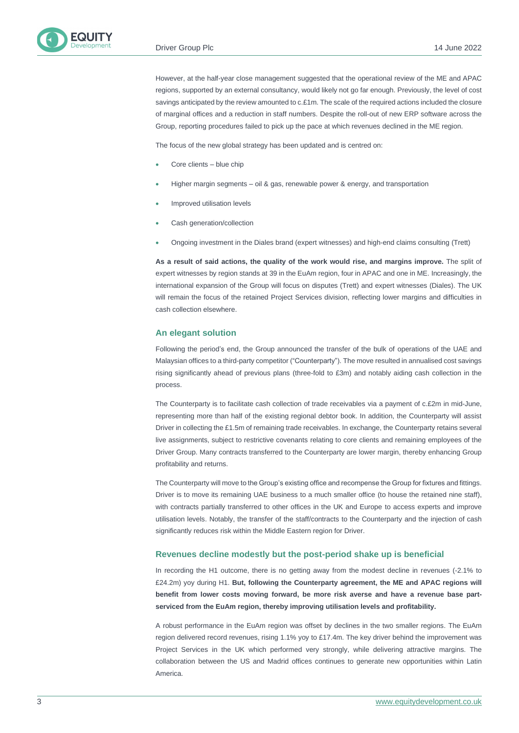However, at the half-year close management suggested that the operational review of the ME and APAC regions, supported by an external consultancy, would likely not go far enough. Previously, the level of cost savings anticipated by the review amounted to c.£1m. The scale of the required actions included the closure of marginal offices and a reduction in staff numbers. Despite the roll-out of new ERP software across the Group, reporting procedures failed to pick up the pace at which revenues declined in the ME region.

The focus of the new global strategy has been updated and is centred on:

- Core clients – blue chip
- Higher margin segments – oil & gas, renewable power & energy, and transportation
- Improved utilisation levels
- Cash generation/collection
- Ongoing investment in the Diales brand (expert witnesses) and high-end claims consulting (Trett)

**As a result of said actions, the quality of the work would rise, and margins improve.** The split of expert witnesses by region stands at 39 in the EuAm region, four in APAC and one in ME. Increasingly, the international expansion of the Group will focus on disputes (Trett) and expert witnesses (Diales). The UK will remain the focus of the retained Project Services division, reflecting lower margins and difficulties in cash collection elsewhere.

### An elegant solution

Following the period's end, the Group announced the transfer of the bulk of operations of the UAE and Malaysian offices to a third-party competitor ("Counterparty"). The move resulted in annualised cost savings rising significantly ahead of previous plans (three-fold to £3m) and notably aiding cash collection in the process.

The Counterparty is to facilitate cash collection of trade receivables via a payment of c.£2m in mid-June, representing more than half of the existing regional debtor book. In addition, the Counterparty will assist Driver in collecting the £1.5m of remaining trade receivables. In exchange, the Counterparty retains several live assignments, subject to restrictive covenants relating to core clients and remaining employees of the Driver Group. Many contracts transferred to the Counterparty are lower margin, thereby enhancing Group profitability and returns.

The Counterparty will move to the Group's existing office and recompense the Group for fixtures and fittings. Driver is to move its remaining UAE business to a much smaller office (to house the retained nine staff), with contracts partially transferred to other offices in the UK and Europe to access experts and improve utilisation levels. Notably, the transfer of the staff/contracts to the Counterparty and the injection of cash significantly reduces risk within the Middle Eastern region for Driver.

### Revenues decline modestly but the post-period shake up is beneficial

In recording the H1 outcome, there is no getting away from the modest decline in revenues (-2.1% to £24.2m) yoy during H1. **But, following the Counterparty agreement, the ME and APAC regions will benefit from lower costs moving forward, be more risk averse and have a revenue base part-serviced from the EuAm region, thereby improving utilisation levels and profitability.**

A robust performance in the EuAm region was offset by declines in the two smaller regions. The EuAm region delivered record revenues, rising 1.1% yoy to £17.4m. The key driver behind the improvement was Project Services in the UK which performed very strongly, while delivering attractive margins. The collaboration between the US and Madrid offices continues to generate new opportunities within Latin America.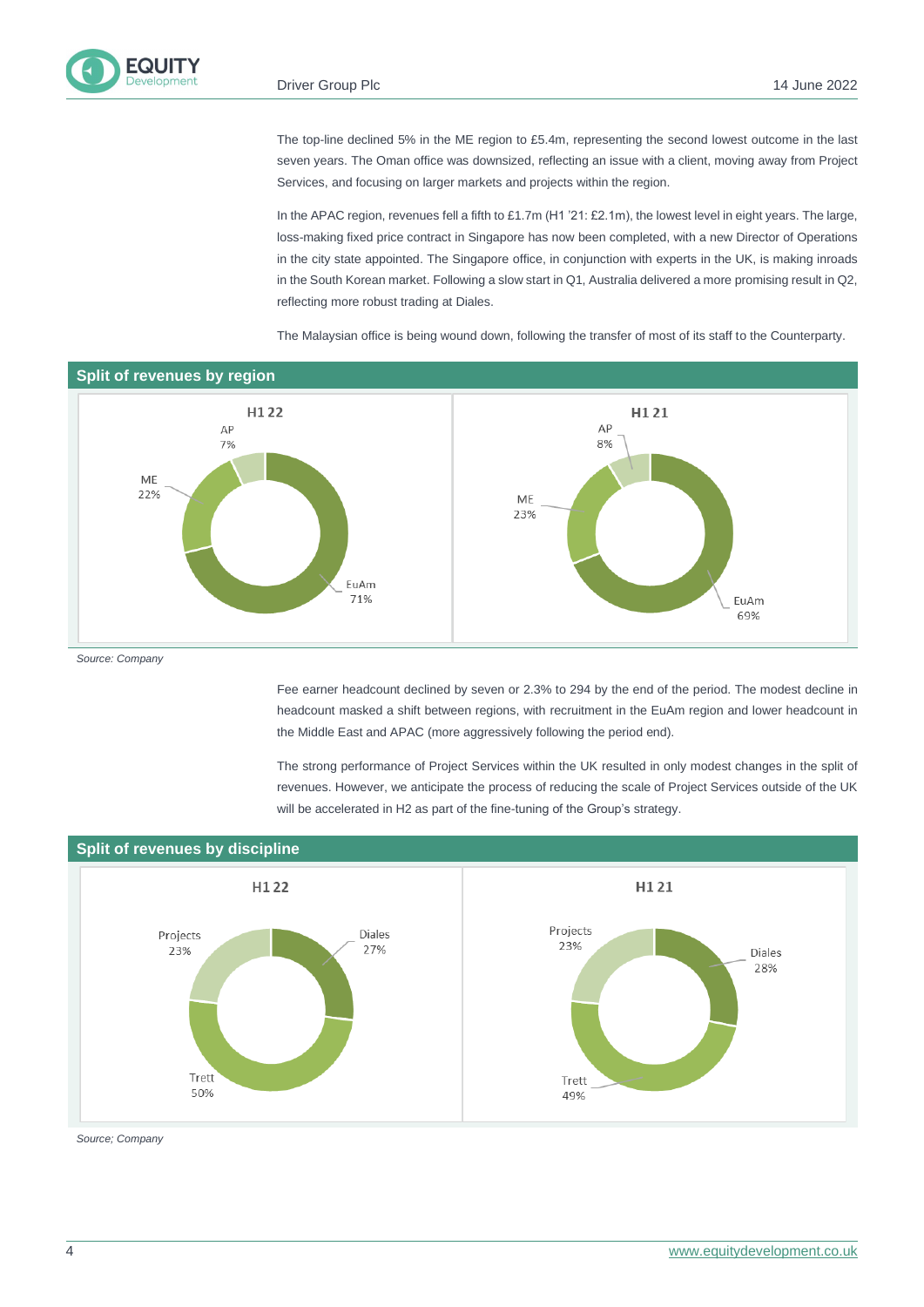The top-line declined 5% in the ME region to £5.4m, representing the second lowest outcome in the last seven years. The Oman office was downsized, reflecting an issue with a client, moving away from Project Services, and focusing on larger markets and projects within the region.

In the APAC region, revenues fell a fifth to £1.7m (H1 '21: £2.1m), the lowest level in eight years. The large, loss-making fixed price contract in Singapore has now been completed, with a new Director of Operations in the city state appointed. The Singapore office, in conjunction with experts in the UK, is making inroads in the South Korean market. Following a slow start in Q1, Australia delivered a more promising result in Q2, reflecting more robust trading at Diales.

The Malaysian office is being wound down, following the transfer of most of its staff to the Counterparty.

## Split of revenues by region

| Region | H1 22 | H1 21 |
|---|---|---|
| EuAm | 71% | 69% |
| ME | 22% | 23% |
| AP | 7% | 8% |

*Source: Company*

Fee earner headcount declined by seven or 2.3% to 294 by the end of the period. The modest decline in headcount masked a shift between regions, with recruitment in the EuAm region and lower headcount in the Middle East and APAC (more aggressively following the period end).

The strong performance of Project Services within the UK resulted in only modest changes in the split of revenues. However, we anticipate the process of reducing the scale of Project Services outside of the UK will be accelerated in H2 as part of the fine-tuning of the Group's strategy.

## Split of revenues by discipline

| Discipline | H1 22 | H1 21 |
|---|---|---|
| Diales | 27% | 28% |
| Trett | 50% | 49% |
| Projects | 23% | 23% |

*Source; Company*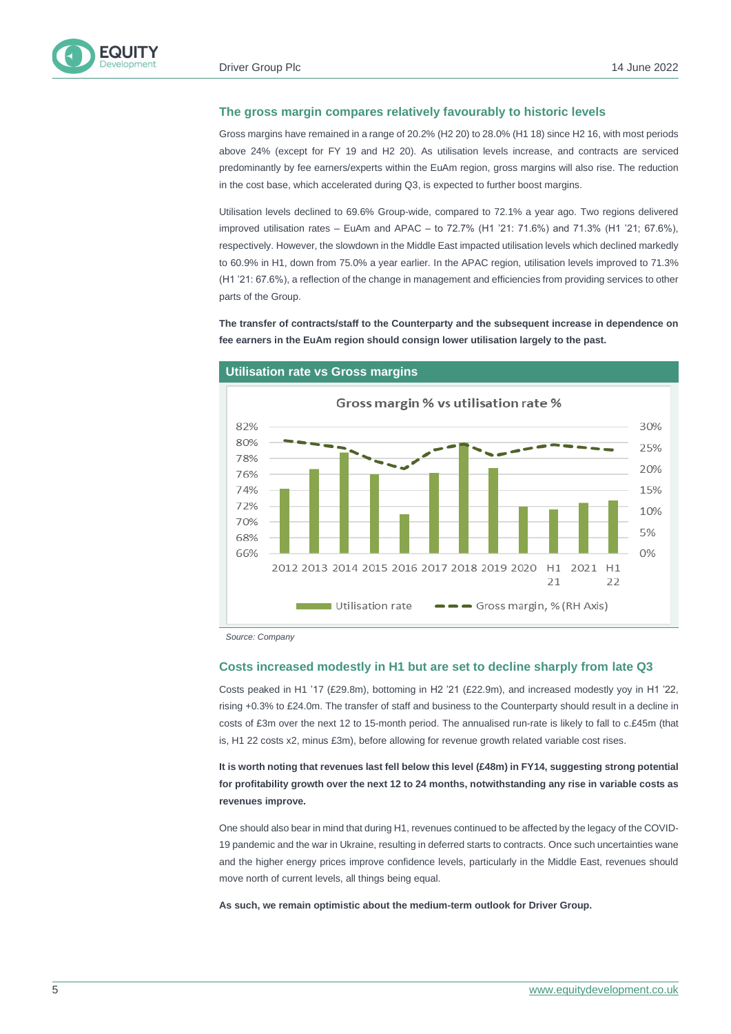## The gross margin compares relatively favourably to historic levels

Gross margins have remained in a range of 20.2% (H2 20) to 28.0% (H1 18) since H2 16, with most periods above 24% (except for FY 19 and H2 20). As utilisation levels increase, and contracts are serviced predominantly by fee earners/experts within the EuAm region, gross margins will also rise. The reduction in the cost base, which accelerated during Q3, is expected to further boost margins.

Utilisation levels declined to 69.6% Group-wide, compared to 72.1% a year ago. Two regions delivered improved utilisation rates – EuAm and APAC – to 72.7% (H1 '21: 71.6%) and 71.3% (H1 '21; 67.6%), respectively. However, the slowdown in the Middle East impacted utilisation levels which declined markedly to 60.9% in H1, down from 75.0% a year earlier. In the APAC region, utilisation levels improved to 71.3% (H1 '21: 67.6%), a reflection of the change in management and efficiencies from providing services to other parts of the Group.

**The transfer of contracts/staff to the Counterparty and the subsequent increase in dependence on fee earners in the EuAm region should consign lower utilisation largely to the past.**

**Utilisation rate vs Gross margins**

Gross margin % vs utilisation rate %

Legend: Utilisation rate; Gross margin, % (RH Axis)

Source: Company

## Costs increased modestly in H1 but are set to decline sharply from late Q3

Costs peaked in H1 '17 (£29.8m), bottoming in H2 '21 (£22.9m), and increased modestly yoy in H1 '22, rising +0.3% to £24.0m. The transfer of staff and business to the Counterparty should result in a decline in costs of £3m over the next 12 to 15-month period. The annualised run-rate is likely to fall to c.£45m (that is, H1 22 costs x2, minus £3m), before allowing for revenue growth related variable cost rises.

**It is worth noting that revenues last fell below this level (£48m) in FY14, suggesting strong potential for profitability growth over the next 12 to 24 months, notwithstanding any rise in variable costs as revenues improve.**

One should also bear in mind that during H1, revenues continued to be affected by the legacy of the COVID-19 pandemic and the war in Ukraine, resulting in deferred starts to contracts. Once such uncertainties wane and the higher energy prices improve confidence levels, particularly in the Middle East, revenues should move north of current levels, all things being equal.

**As such, we remain optimistic about the medium-term outlook for Driver Group.**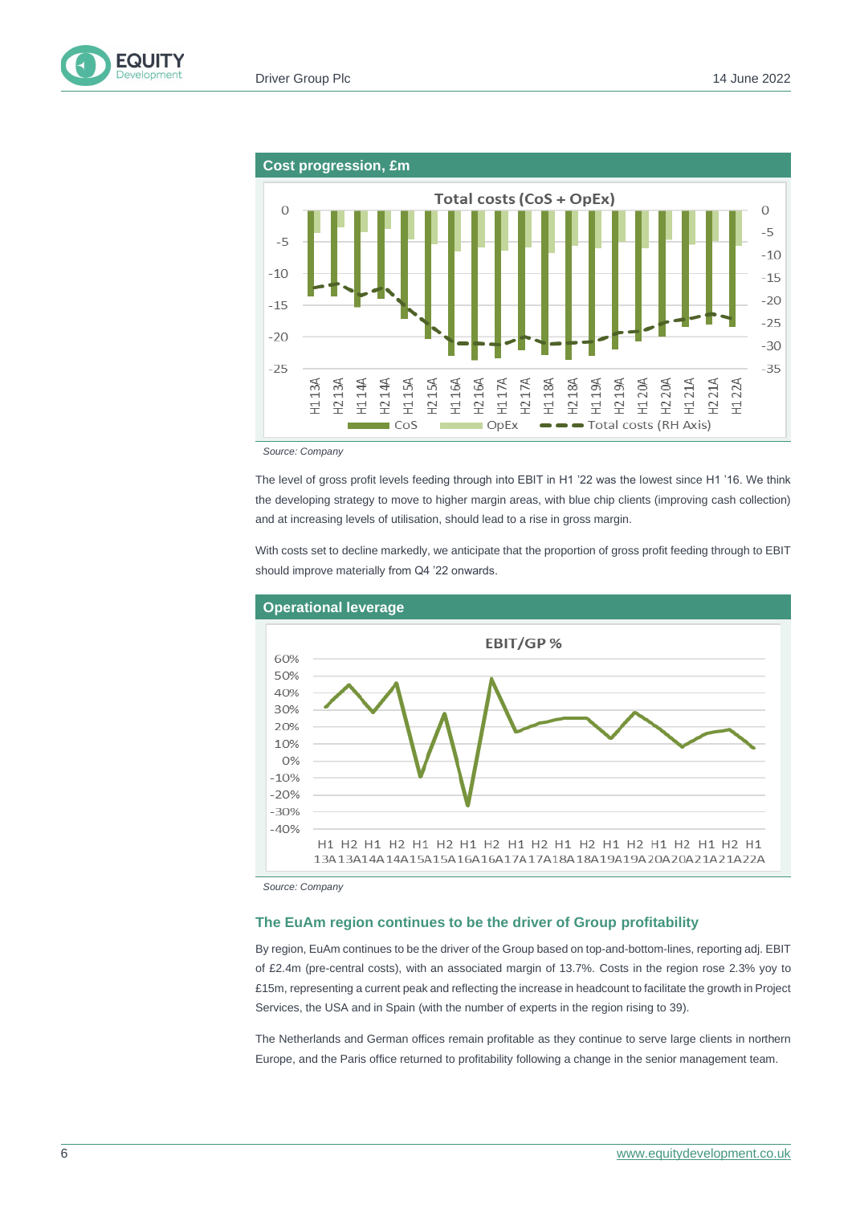**Cost progression, £m**

*Source: Company*

The level of gross profit levels feeding through into EBIT in H1 '22 was the lowest since H1 '16. We think the developing strategy to move to higher margin areas, with blue chip clients (improving cash collection) and at increasing levels of utilisation, should lead to a rise in gross margin.

With costs set to decline markedly, we anticipate that the proportion of gross profit feeding through to EBIT should improve materially from Q4 '22 onwards.

**Operational leverage**

*Source: Company*

## The EuAm region continues to be the driver of Group profitability

By region, EuAm continues to be the driver of the Group based on top-and-bottom-lines, reporting adj. EBIT of £2.4m (pre-central costs), with an associated margin of 13.7%. Costs in the region rose 2.3% yoy to £15m, representing a current peak and reflecting the increase in headcount to facilitate the growth in Project Services, the USA and in Spain (with the number of experts in the region rising to 39).

The Netherlands and German offices remain profitable as they continue to serve large clients in northern Europe, and the Paris office returned to profitability following a change in the senior management team.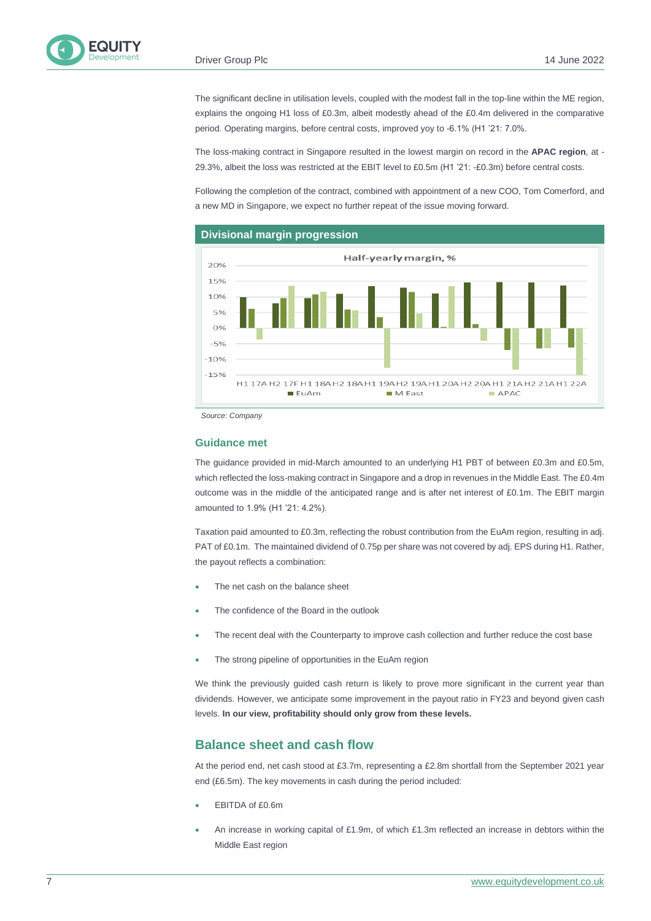The significant decline in utilisation levels, coupled with the modest fall in the top-line within the ME region, explains the ongoing H1 loss of £0.3m, albeit modestly ahead of the £0.4m delivered in the comparative period. Operating margins, before central costs, improved yoy to -6.1% (H1 '21: 7.0%.

The loss-making contract in Singapore resulted in the lowest margin on record in the **APAC region**, at -29.3%, albeit the loss was restricted at the EBIT level to £0.5m (H1 '21: -£0.3m) before central costs.

Following the completion of the contract, combined with appointment of a new COO, Tom Comerford, and a new MD in Singapore, we expect no further repeat of the issue moving forward.

**Divisional margin progression**

Half-yearly margin, %

Legend: EuAm, M East, APAC

Periods: H1 17A, H2 17F, H1 18A, H2 18A, H1 19A, H2 19A, H1 20A, H2 20A, H1 21A, H2 21A, H1 22A

*Source: Company*

### Guidance met

The guidance provided in mid-March amounted to an underlying H1 PBT of between £0.3m and £0.5m, which reflected the loss-making contract in Singapore and a drop in revenues in the Middle East. The £0.4m outcome was in the middle of the anticipated range and is after net interest of £0.1m. The EBIT margin amounted to 1.9% (H1 '21: 4.2%).

Taxation paid amounted to £0.3m, reflecting the robust contribution from the EuAm region, resulting in adj. PAT of £0.1m. The maintained dividend of 0.75p per share was not covered by adj. EPS during H1. Rather, the payout reflects a combination:

- The net cash on the balance sheet
- The confidence of the Board in the outlook
- The recent deal with the Counterparty to improve cash collection and further reduce the cost base
- The strong pipeline of opportunities in the EuAm region

We think the previously guided cash return is likely to prove more significant in the current year than dividends. However, we anticipate some improvement in the payout ratio in FY23 and beyond given cash levels. **In our view, profitability should only grow from these levels.**

## Balance sheet and cash flow

At the period end, net cash stood at £3.7m, representing a £2.8m shortfall from the September 2021 year end (£6.5m). The key movements in cash during the period included:

- EBITDA of £0.6m
- An increase in working capital of £1.9m, of which £1.3m reflected an increase in debtors within the Middle East region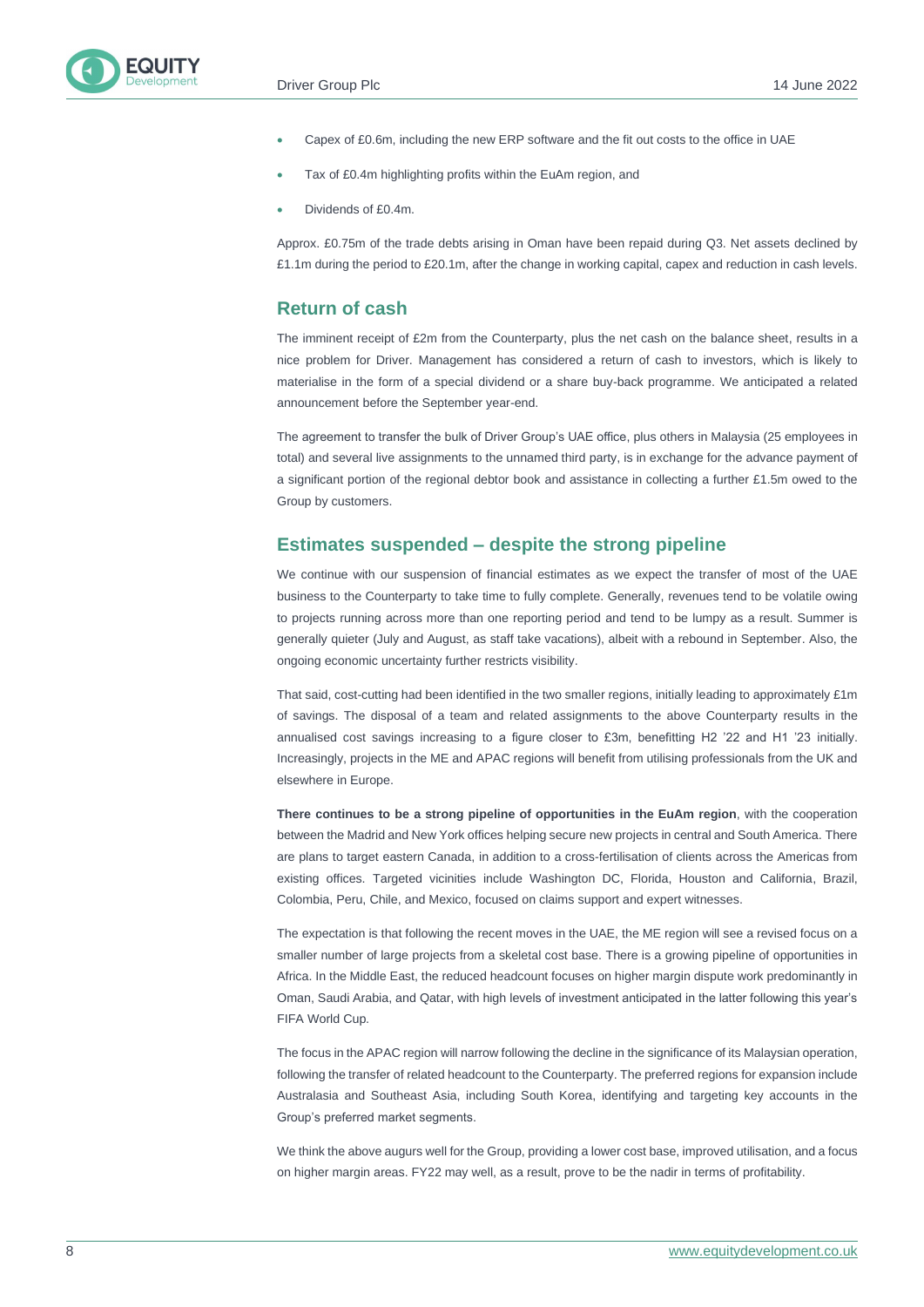- Capex of £0.6m, including the new ERP software and the fit out costs to the office in UAE
- Tax of £0.4m highlighting profits within the EuAm region, and
- Dividends of £0.4m.

Approx. £0.75m of the trade debts arising in Oman have been repaid during Q3. Net assets declined by £1.1m during the period to £20.1m, after the change in working capital, capex and reduction in cash levels.

## Return of cash

The imminent receipt of £2m from the Counterparty, plus the net cash on the balance sheet, results in a nice problem for Driver. Management has considered a return of cash to investors, which is likely to materialise in the form of a special dividend or a share buy-back programme. We anticipated a related announcement before the September year-end.

The agreement to transfer the bulk of Driver Group's UAE office, plus others in Malaysia (25 employees in total) and several live assignments to the unnamed third party, is in exchange for the advance payment of a significant portion of the regional debtor book and assistance in collecting a further £1.5m owed to the Group by customers.

## Estimates suspended – despite the strong pipeline

We continue with our suspension of financial estimates as we expect the transfer of most of the UAE business to the Counterparty to take time to fully complete. Generally, revenues tend to be volatile owing to projects running across more than one reporting period and tend to be lumpy as a result. Summer is generally quieter (July and August, as staff take vacations), albeit with a rebound in September. Also, the ongoing economic uncertainty further restricts visibility.

That said, cost-cutting had been identified in the two smaller regions, initially leading to approximately £1m of savings. The disposal of a team and related assignments to the above Counterparty results in the annualised cost savings increasing to a figure closer to £3m, benefitting H2 '22 and H1 '23 initially. Increasingly, projects in the ME and APAC regions will benefit from utilising professionals from the UK and elsewhere in Europe.

**There continues to be a strong pipeline of opportunities in the EuAm region**, with the cooperation between the Madrid and New York offices helping secure new projects in central and South America. There are plans to target eastern Canada, in addition to a cross-fertilisation of clients across the Americas from existing offices. Targeted vicinities include Washington DC, Florida, Houston and California, Brazil, Colombia, Peru, Chile, and Mexico, focused on claims support and expert witnesses.

The expectation is that following the recent moves in the UAE, the ME region will see a revised focus on a smaller number of large projects from a skeletal cost base. There is a growing pipeline of opportunities in Africa. In the Middle East, the reduced headcount focuses on higher margin dispute work predominantly in Oman, Saudi Arabia, and Qatar, with high levels of investment anticipated in the latter following this year's FIFA World Cup.

The focus in the APAC region will narrow following the decline in the significance of its Malaysian operation, following the transfer of related headcount to the Counterparty. The preferred regions for expansion include Australasia and Southeast Asia, including South Korea, identifying and targeting key accounts in the Group's preferred market segments.

We think the above augurs well for the Group, providing a lower cost base, improved utilisation, and a focus on higher margin areas. FY22 may well, as a result, prove to be the nadir in terms of profitability.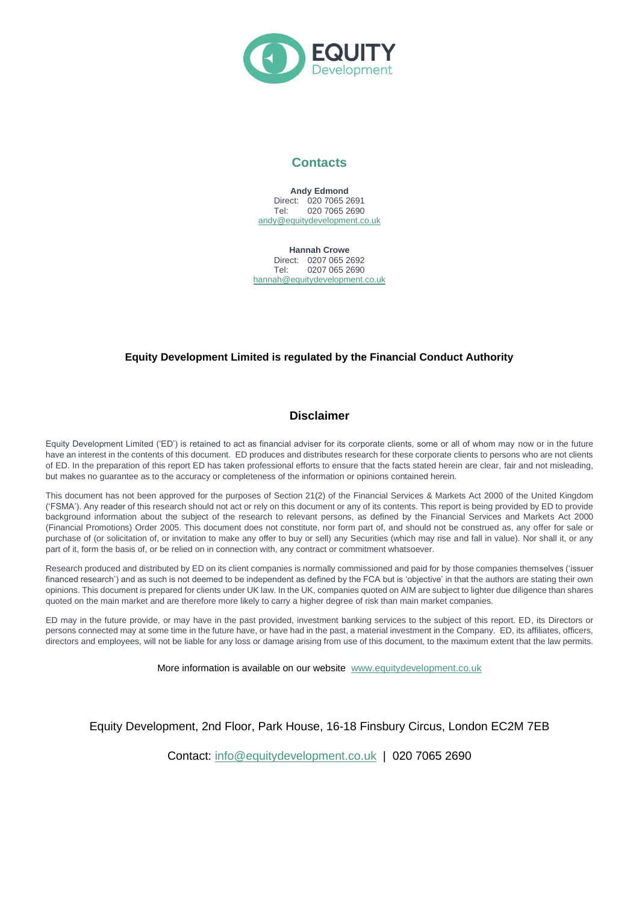EQUITY Development

## Contacts

**Andy Edmond**
Direct: 020 7065 2691
Tel: 020 7065 2690
andy@equitydevelopment.co.uk

**Hannah Crowe**
Direct: 0207 065 2692
Tel: 0207 065 2690
hannah@equitydevelopment.co.uk

**Equity Development Limited is regulated by the Financial Conduct Authority**

## Disclaimer

Equity Development Limited ('ED') is retained to act as financial adviser for its corporate clients, some or all of whom may now or in the future have an interest in the contents of this document. ED produces and distributes research for these corporate clients to persons who are not clients of ED. In the preparation of this report ED has taken professional efforts to ensure that the facts stated herein are clear, fair and not misleading, but makes no guarantee as to the accuracy or completeness of the information or opinions contained herein.

This document has not been approved for the purposes of Section 21(2) of the Financial Services & Markets Act 2000 of the United Kingdom ('FSMA'). Any reader of this research should not act or rely on this document or any of its contents. This report is being provided by ED to provide background information about the subject of the research to relevant persons, as defined by the Financial Services and Markets Act 2000 (Financial Promotions) Order 2005. This document does not constitute, nor form part of, and should not be construed as, any offer for sale or purchase of (or solicitation of, or invitation to make any offer to buy or sell) any Securities (which may rise and fall in value). Nor shall it, or any part of it, form the basis of, or be relied on in connection with, any contract or commitment whatsoever.

Research produced and distributed by ED on its client companies is normally commissioned and paid for by those companies themselves ('issuer financed research') and as such is not deemed to be independent as defined by the FCA but is 'objective' in that the authors are stating their own opinions. This document is prepared for clients under UK law. In the UK, companies quoted on AIM are subject to lighter due diligence than shares quoted on the main market and are therefore more likely to carry a higher degree of risk than main market companies.

ED may in the future provide, or may have in the past provided, investment banking services to the subject of this report. ED, its Directors or persons connected may at some time in the future have, or have had in the past, a material investment in the Company. ED, its affiliates, officers, directors and employees, will not be liable for any loss or damage arising from use of this document, to the maximum extent that the law permits.

More information is available on our website www.equitydevelopment.co.uk

Equity Development, 2nd Floor, Park House, 16-18 Finsbury Circus, London EC2M 7EB

Contact: info@equitydevelopment.co.uk | 020 7065 2690